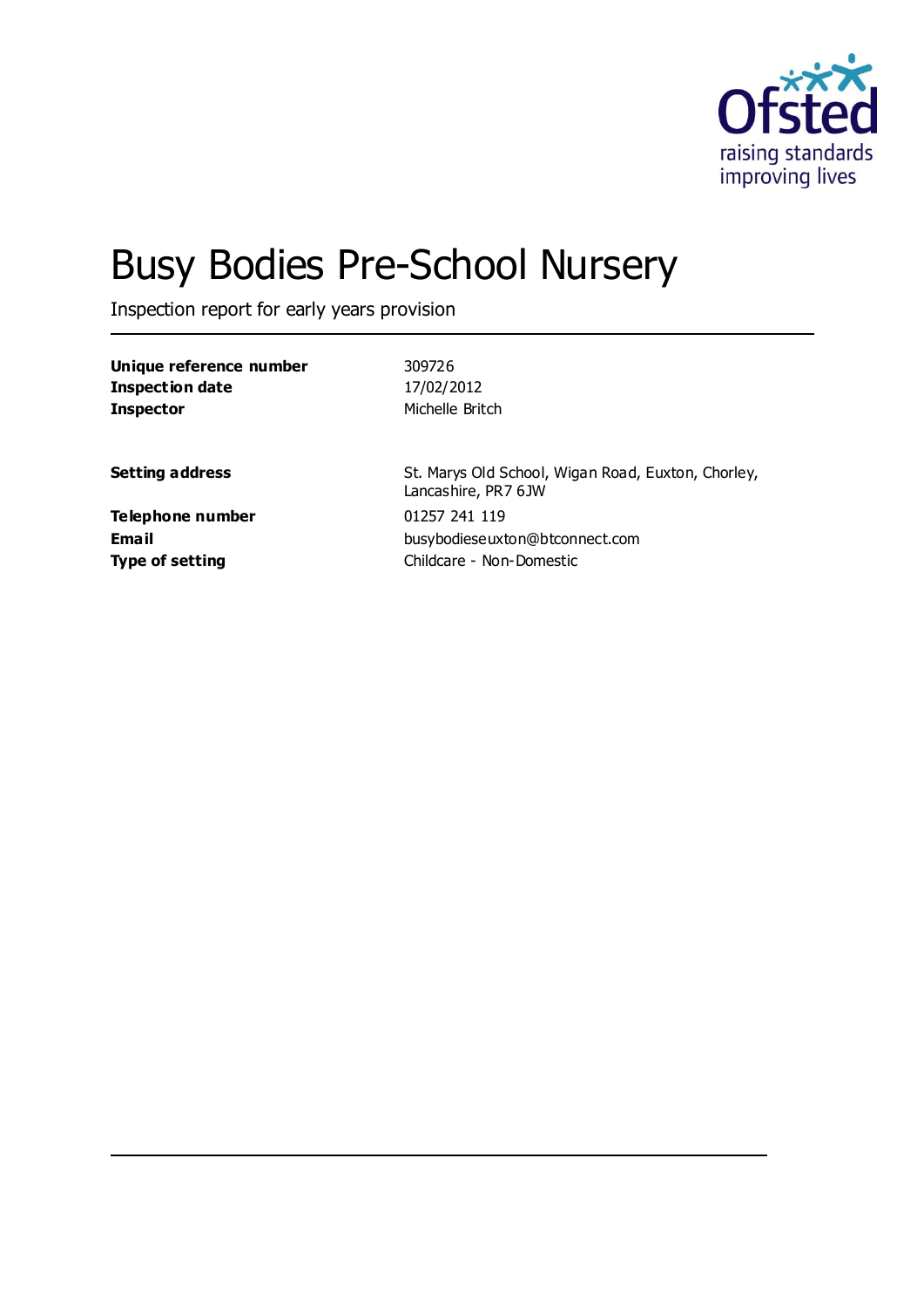# Busy Bodies Pre-School Nursery

Inspection report for early years provision

| | |
|---|---|
| **Unique reference number** | 309726 |
| **Inspection date** | 17/02/2012 |
| **Inspector** | Michelle Britch |

| | |
|---|---|
| **Setting address** | St. Marys Old School, Wigan Road, Euxton, Chorley, Lancashire, PR7 6JW |
| **Telephone number** | 01257 241 119 |
| **Email** | busybodieseuxton@btconnect.com |
| **Type of setting** | Childcare - Non-Domestic |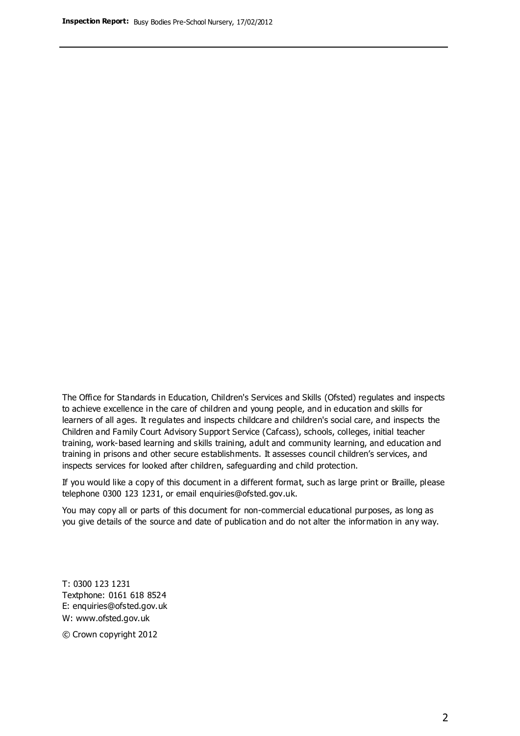The Office for Standards in Education, Children's Services and Skills (Ofsted) regulates and inspects to achieve excellence in the care of children and young people, and in education and skills for learners of all ages. It regulates and inspects childcare and children's social care, and inspects the Children and Family Court Advisory Support Service (Cafcass), schools, colleges, initial teacher training, work-based learning and skills training, adult and community learning, and education and training in prisons and other secure establishments. It assesses council children's services, and inspects services for looked after children, safeguarding and child protection.

If you would like a copy of this document in a different format, such as large print or Braille, please telephone 0300 123 1231, or email enquiries@ofsted.gov.uk.

You may copy all or parts of this document for non-commercial educational purposes, as long as you give details of the source and date of publication and do not alter the information in any way.

T: 0300 123 1231
Textphone: 0161 618 8524
E: enquiries@ofsted.gov.uk
W: www.ofsted.gov.uk

© Crown copyright 2012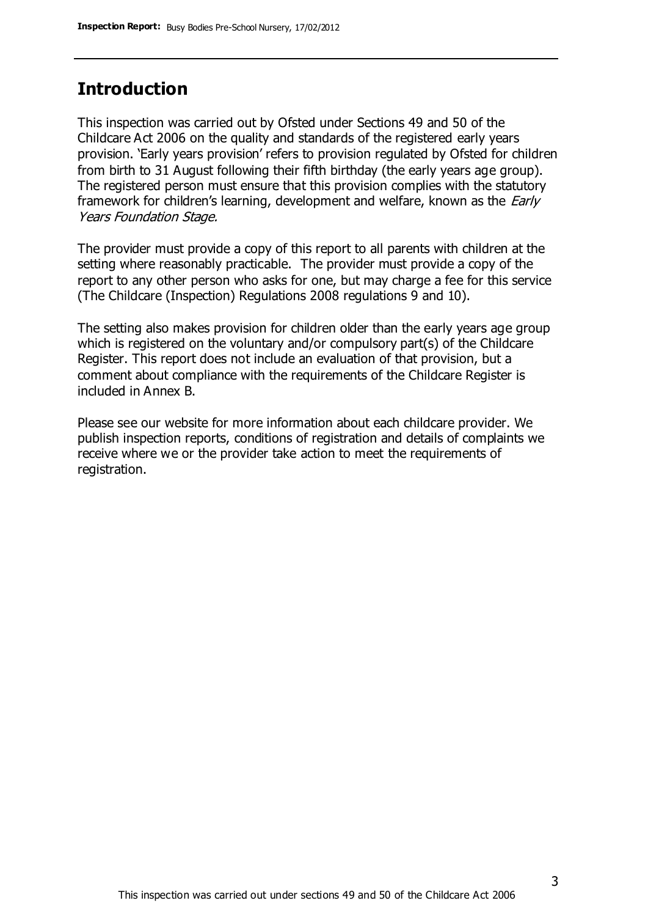## Introduction

This inspection was carried out by Ofsted under Sections 49 and 50 of the Childcare Act 2006 on the quality and standards of the registered early years provision. 'Early years provision' refers to provision regulated by Ofsted for children from birth to 31 August following their fifth birthday (the early years age group). The registered person must ensure that this provision complies with the statutory framework for children's learning, development and welfare, known as the *Early Years Foundation Stage.*

The provider must provide a copy of this report to all parents with children at the setting where reasonably practicable. The provider must provide a copy of the report to any other person who asks for one, but may charge a fee for this service (The Childcare (Inspection) Regulations 2008 regulations 9 and 10).

The setting also makes provision for children older than the early years age group which is registered on the voluntary and/or compulsory part(s) of the Childcare Register. This report does not include an evaluation of that provision, but a comment about compliance with the requirements of the Childcare Register is included in Annex B.

Please see our website for more information about each childcare provider. We publish inspection reports, conditions of registration and details of complaints we receive where we or the provider take action to meet the requirements of registration.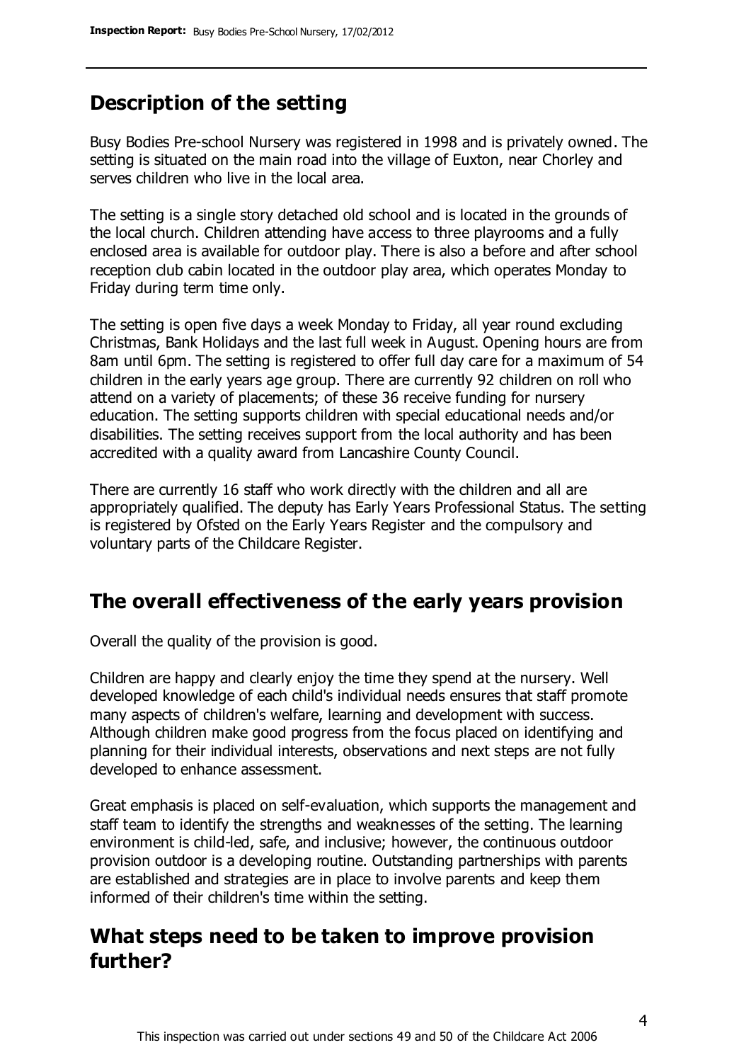## Description of the setting

Busy Bodies Pre-school Nursery was registered in 1998 and is privately owned. The setting is situated on the main road into the village of Euxton, near Chorley and serves children who live in the local area.

The setting is a single story detached old school and is located in the grounds of the local church. Children attending have access to three playrooms and a fully enclosed area is available for outdoor play. There is also a before and after school reception club cabin located in the outdoor play area, which operates Monday to Friday during term time only.

The setting is open five days a week Monday to Friday, all year round excluding Christmas, Bank Holidays and the last full week in August. Opening hours are from 8am until 6pm. The setting is registered to offer full day care for a maximum of 54 children in the early years age group. There are currently 92 children on roll who attend on a variety of placements; of these 36 receive funding for nursery education. The setting supports children with special educational needs and/or disabilities. The setting receives support from the local authority and has been accredited with a quality award from Lancashire County Council.

There are currently 16 staff who work directly with the children and all are appropriately qualified. The deputy has Early Years Professional Status. The setting is registered by Ofsted on the Early Years Register and the compulsory and voluntary parts of the Childcare Register.

## The overall effectiveness of the early years provision

Overall the quality of the provision is good.

Children are happy and clearly enjoy the time they spend at the nursery. Well developed knowledge of each child's individual needs ensures that staff promote many aspects of children's welfare, learning and development with success. Although children make good progress from the focus placed on identifying and planning for their individual interests, observations and next steps are not fully developed to enhance assessment.

Great emphasis is placed on self-evaluation, which supports the management and staff team to identify the strengths and weaknesses of the setting. The learning environment is child-led, safe, and inclusive; however, the continuous outdoor provision outdoor is a developing routine. Outstanding partnerships with parents are established and strategies are in place to involve parents and keep them informed of their children's time within the setting.

## What steps need to be taken to improve provision further?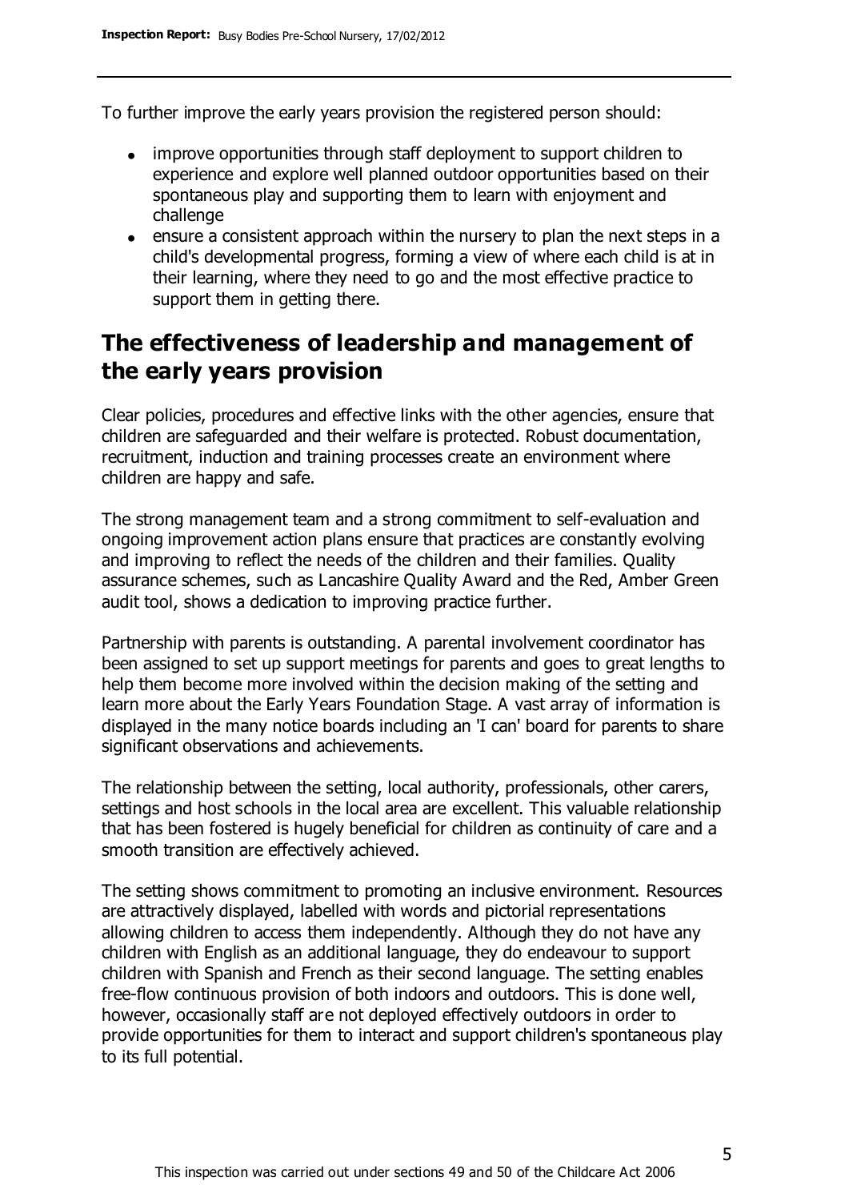To further improve the early years provision the registered person should:

- improve opportunities through staff deployment to support children to experience and explore well planned outdoor opportunities based on their spontaneous play and supporting them to learn with enjoyment and challenge
- ensure a consistent approach within the nursery to plan the next steps in a child's developmental progress, forming a view of where each child is at in their learning, where they need to go and the most effective practice to support them in getting there.

## The effectiveness of leadership and management of the early years provision

Clear policies, procedures and effective links with the other agencies, ensure that children are safeguarded and their welfare is protected. Robust documentation, recruitment, induction and training processes create an environment where children are happy and safe.

The strong management team and a strong commitment to self-evaluation and ongoing improvement action plans ensure that practices are constantly evolving and improving to reflect the needs of the children and their families. Quality assurance schemes, such as Lancashire Quality Award and the Red, Amber Green audit tool, shows a dedication to improving practice further.

Partnership with parents is outstanding. A parental involvement coordinator has been assigned to set up support meetings for parents and goes to great lengths to help them become more involved within the decision making of the setting and learn more about the Early Years Foundation Stage. A vast array of information is displayed in the many notice boards including an 'I can' board for parents to share significant observations and achievements.

The relationship between the setting, local authority, professionals, other carers, settings and host schools in the local area are excellent. This valuable relationship that has been fostered is hugely beneficial for children as continuity of care and a smooth transition are effectively achieved.

The setting shows commitment to promoting an inclusive environment. Resources are attractively displayed, labelled with words and pictorial representations allowing children to access them independently. Although they do not have any children with English as an additional language, they do endeavour to support children with Spanish and French as their second language. The setting enables free-flow continuous provision of both indoors and outdoors. This is done well, however, occasionally staff are not deployed effectively outdoors in order to provide opportunities for them to interact and support children's spontaneous play to its full potential.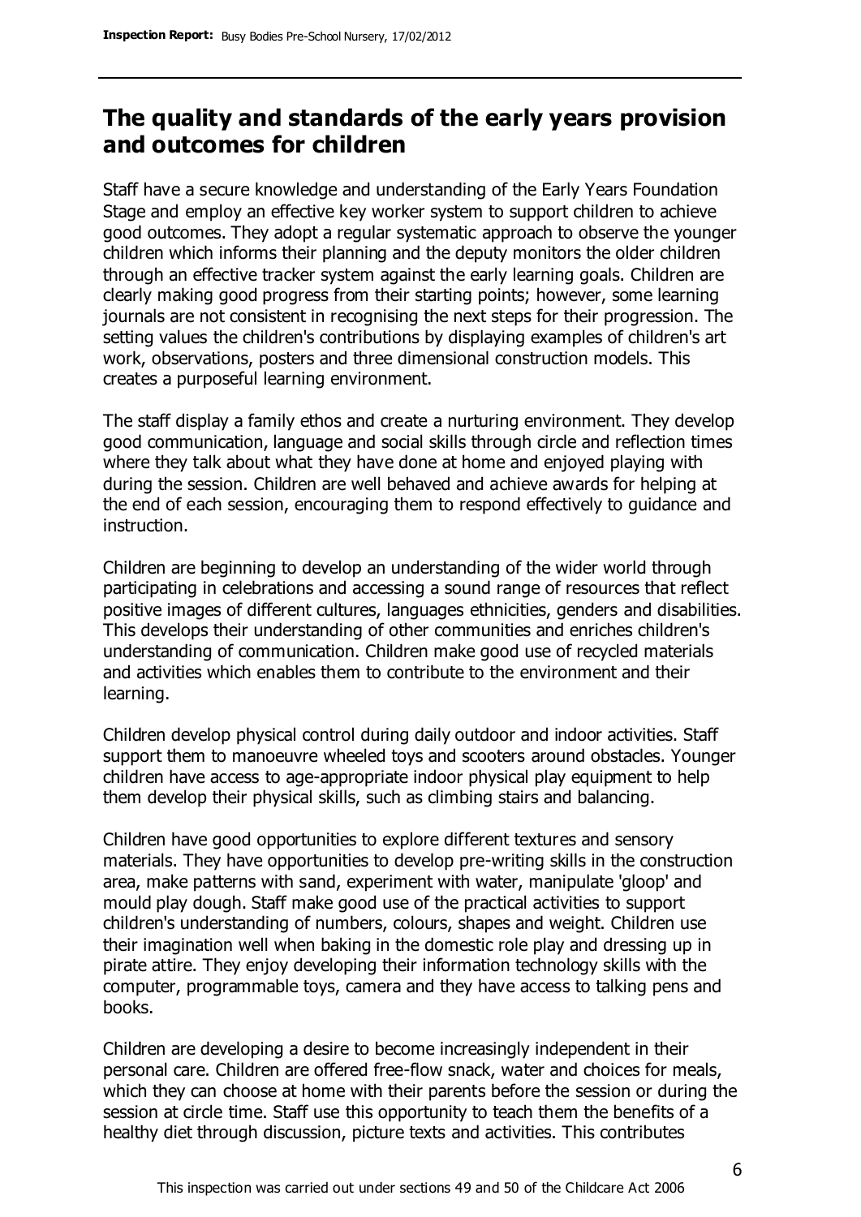## The quality and standards of the early years provision and outcomes for children

Staff have a secure knowledge and understanding of the Early Years Foundation Stage and employ an effective key worker system to support children to achieve good outcomes. They adopt a regular systematic approach to observe the younger children which informs their planning and the deputy monitors the older children through an effective tracker system against the early learning goals. Children are clearly making good progress from their starting points; however, some learning journals are not consistent in recognising the next steps for their progression. The setting values the children's contributions by displaying examples of children's art work, observations, posters and three dimensional construction models. This creates a purposeful learning environment.

The staff display a family ethos and create a nurturing environment. They develop good communication, language and social skills through circle and reflection times where they talk about what they have done at home and enjoyed playing with during the session. Children are well behaved and achieve awards for helping at the end of each session, encouraging them to respond effectively to guidance and instruction.

Children are beginning to develop an understanding of the wider world through participating in celebrations and accessing a sound range of resources that reflect positive images of different cultures, languages ethnicities, genders and disabilities. This develops their understanding of other communities and enriches children's understanding of communication. Children make good use of recycled materials and activities which enables them to contribute to the environment and their learning.

Children develop physical control during daily outdoor and indoor activities. Staff support them to manoeuvre wheeled toys and scooters around obstacles. Younger children have access to age-appropriate indoor physical play equipment to help them develop their physical skills, such as climbing stairs and balancing.

Children have good opportunities to explore different textures and sensory materials. They have opportunities to develop pre-writing skills in the construction area, make patterns with sand, experiment with water, manipulate 'gloop' and mould play dough. Staff make good use of the practical activities to support children's understanding of numbers, colours, shapes and weight. Children use their imagination well when baking in the domestic role play and dressing up in pirate attire. They enjoy developing their information technology skills with the computer, programmable toys, camera and they have access to talking pens and books.

Children are developing a desire to become increasingly independent in their personal care. Children are offered free-flow snack, water and choices for meals, which they can choose at home with their parents before the session or during the session at circle time. Staff use this opportunity to teach them the benefits of a healthy diet through discussion, picture texts and activities. This contributes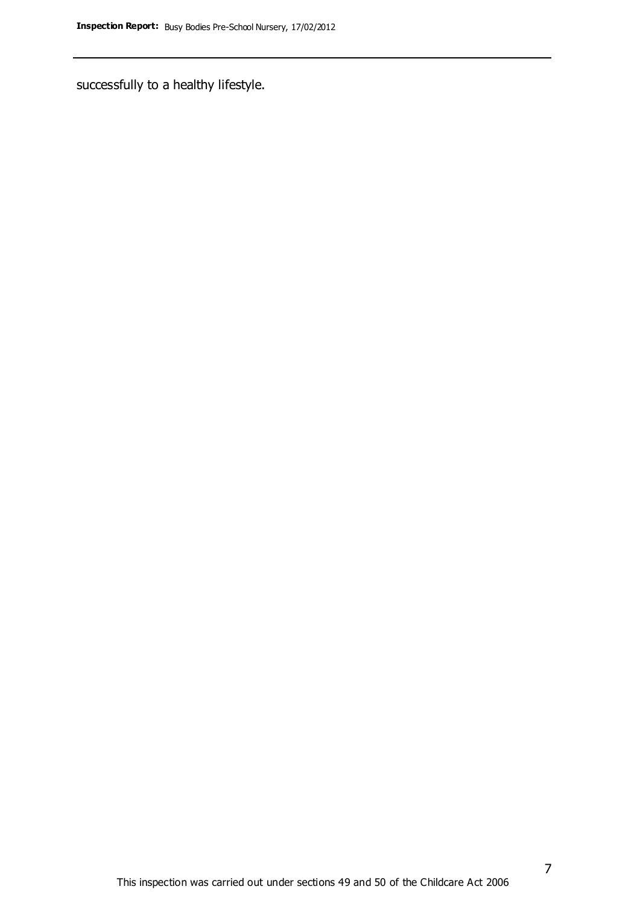successfully to a healthy lifestyle.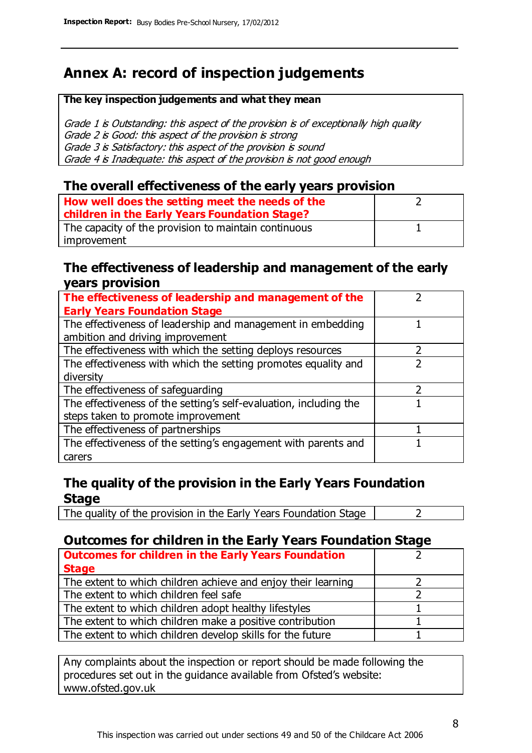# Annex A: record of inspection judgements

**The key inspection judgements and what they mean**

*Grade 1 is Outstanding: this aspect of the provision is of exceptionally high quality*
*Grade 2 is Good: this aspect of the provision is strong*
*Grade 3 is Satisfactory: this aspect of the provision is sound*
*Grade 4 is Inadequate: this aspect of the provision is not good enough*

## The overall effectiveness of the early years provision

| | |
|---|---|
| **How well does the setting meet the needs of the children in the Early Years Foundation Stage?** | 2 |
| The capacity of the provision to maintain continuous improvement | 1 |

## The effectiveness of leadership and management of the early years provision

| | |
|---|---|
| **The effectiveness of leadership and management of the Early Years Foundation Stage** | 2 |
| The effectiveness of leadership and management in embedding ambition and driving improvement | 1 |
| The effectiveness with which the setting deploys resources | 2 |
| The effectiveness with which the setting promotes equality and diversity | 2 |
| The effectiveness of safeguarding | 2 |
| The effectiveness of the setting's self-evaluation, including the steps taken to promote improvement | 1 |
| The effectiveness of partnerships | 1 |
| The effectiveness of the setting's engagement with parents and carers | 1 |

## The quality of the provision in the Early Years Foundation Stage

| | |
|---|---|
| The quality of the provision in the Early Years Foundation Stage | 2 |

## Outcomes for children in the Early Years Foundation Stage

| | |
|---|---|
| **Outcomes for children in the Early Years Foundation Stage** | 2 |
| The extent to which children achieve and enjoy their learning | 2 |
| The extent to which children feel safe | 2 |
| The extent to which children adopt healthy lifestyles | 1 |
| The extent to which children make a positive contribution | 1 |
| The extent to which children develop skills for the future | 1 |

Any complaints about the inspection or report should be made following the procedures set out in the guidance available from Ofsted's website: www.ofsted.gov.uk

This inspection was carried out under sections 49 and 50 of the Childcare Act 2006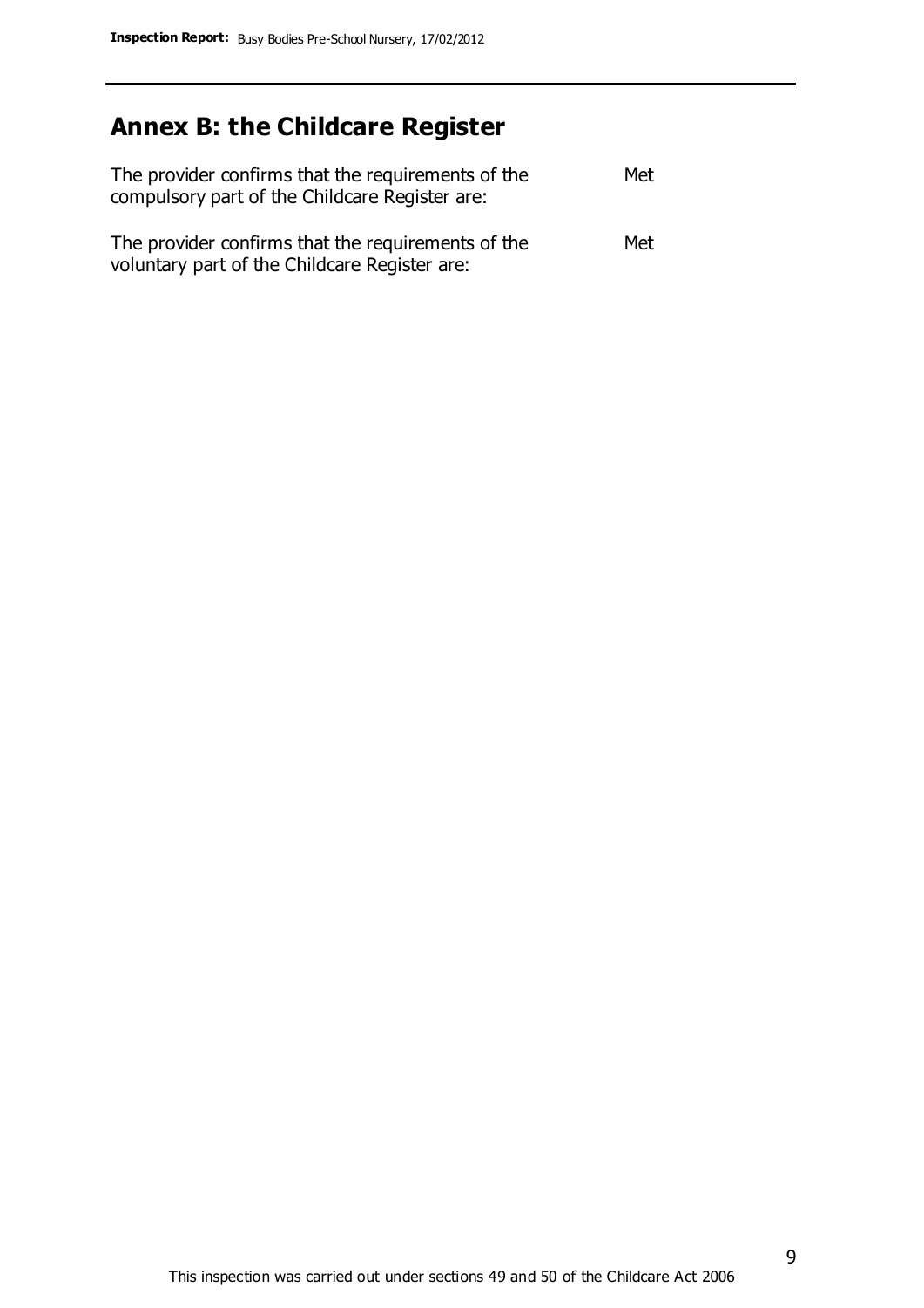## Annex B: the Childcare Register

| | |
|---|---|
| The provider confirms that the requirements of the compulsory part of the Childcare Register are: | Met |
| The provider confirms that the requirements of the voluntary part of the Childcare Register are: | Met |

This inspection was carried out under sections 49 and 50 of the Childcare Act 2006